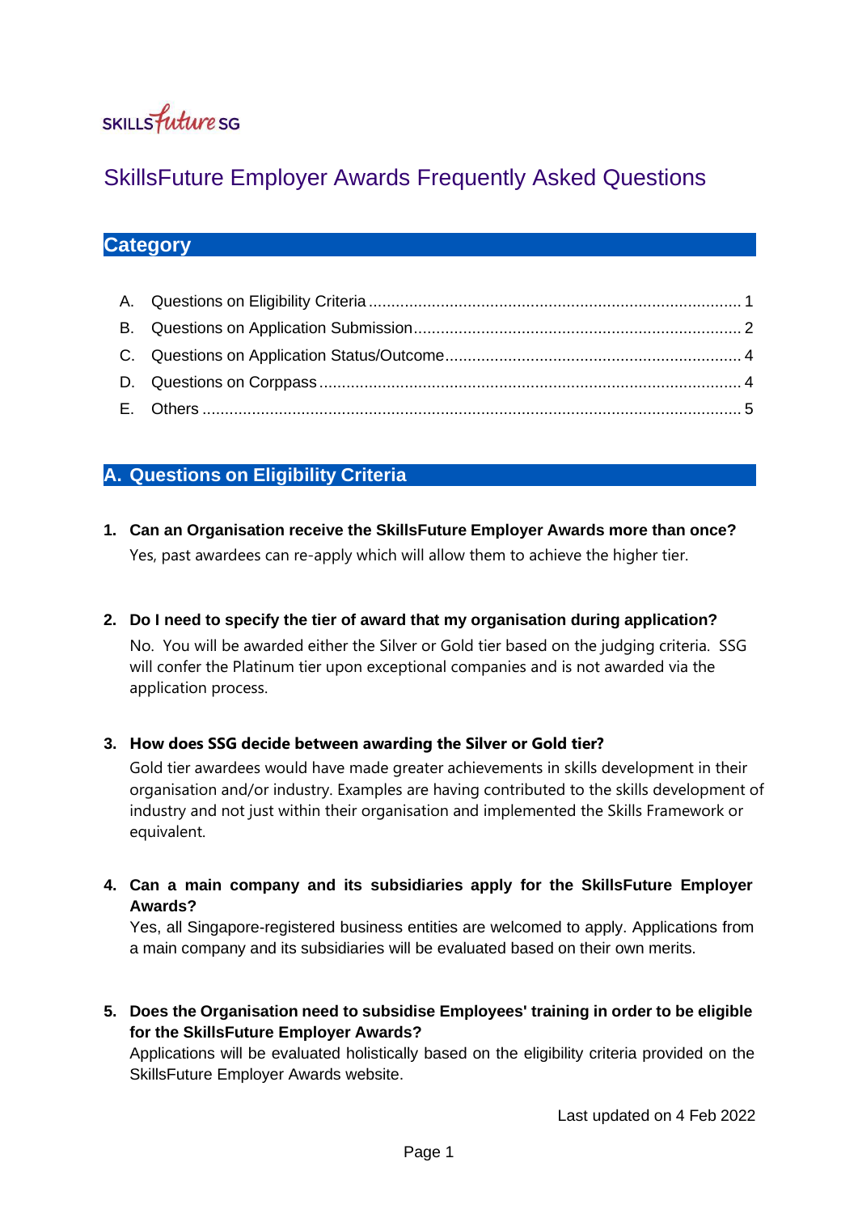SKILLSfuture SG

# SkillsFuture Employer Awards Frequently Asked Questions

## Category

A. Questions on Eligibility Criteria ..................................................................................... 1
B. Questions on Application Submission ........................................................................ 2
C. Questions on Application Status/Outcome ................................................................. 4
D. Questions on Corppass ............................................................................................. 4
E. Others ....................................................................................................................... 5

## A. Questions on Eligibility Criteria

1. **Can an Organisation receive the SkillsFuture Employer Awards more than once?**
   Yes, past awardees can re-apply which will allow them to achieve the higher tier.

2. **Do I need to specify the tier of award that my organisation during application?**
   No. You will be awarded either the Silver or Gold tier based on the judging criteria. SSG will confer the Platinum tier upon exceptional companies and is not awarded via the application process.

3. **How does SSG decide between awarding the Silver or Gold tier?**
   Gold tier awardees would have made greater achievements in skills development in their organisation and/or industry. Examples are having contributed to the skills development of industry and not just within their organisation and implemented the Skills Framework or equivalent.

4. **Can a main company and its subsidiaries apply for the SkillsFuture Employer Awards?**
   Yes, all Singapore-registered business entities are welcomed to apply. Applications from a main company and its subsidiaries will be evaluated based on their own merits.

5. **Does the Organisation need to subsidise Employees' training in order to be eligible for the SkillsFuture Employer Awards?**
   Applications will be evaluated holistically based on the eligibility criteria provided on the SkillsFuture Employer Awards website.

Last updated on 4 Feb 2022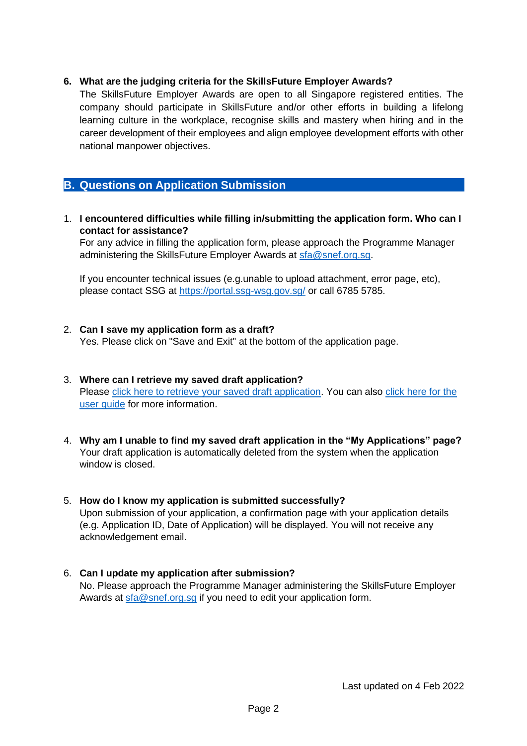6. **What are the judging criteria for the SkillsFuture Employer Awards?**
   The SkillsFuture Employer Awards are open to all Singapore registered entities. The company should participate in SkillsFuture and/or other efforts in building a lifelong learning culture in the workplace, recognise skills and mastery when hiring and in the career development of their employees and align employee development efforts with other national manpower objectives.

## B. Questions on Application Submission

1. **I encountered difficulties while filling in/submitting the application form. Who can I contact for assistance?**
   For any advice in filling the application form, please approach the Programme Manager administering the SkillsFuture Employer Awards at [sfa@snef.org.sg](mailto:sfa@snef.org.sg).

   If you encounter technical issues (e.g.unable to upload attachment, error page, etc), please contact SSG at [https://portal.ssg-wsg.gov.sg/](https://portal.ssg-wsg.gov.sg/) or call 6785 5785.

2. **Can I save my application form as a draft?**
   Yes. Please click on "Save and Exit" at the bottom of the application page.

3. **Where can I retrieve my saved draft application?**
   Please click here to retrieve your saved draft application. You can also click here for the user guide for more information.

4. **Why am I unable to find my saved draft application in the "My Applications" page?**
   Your draft application is automatically deleted from the system when the application window is closed.

5. **How do I know my application is submitted successfully?**
   Upon submission of your application, a confirmation page with your application details (e.g. Application ID, Date of Application) will be displayed. You will not receive any acknowledgement email.

6. **Can I update my application after submission?**
   No. Please approach the Programme Manager administering the SkillsFuture Employer Awards at [sfa@snef.org.sg](mailto:sfa@snef.org.sg) if you need to edit your application form.

Last updated on 4 Feb 2022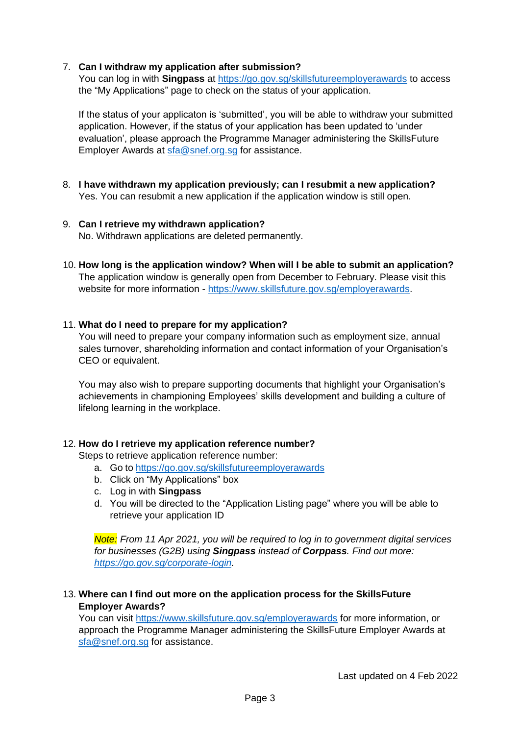7. **Can I withdraw my application after submission?**
   You can log in with **Singpass** at https://go.gov.sg/skillsfutureemployerawards to access the "My Applications" page to check on the status of your application.

   If the status of your applicaton is 'submitted', you will be able to withdraw your submitted application. However, if the status of your application has been updated to 'under evaluation', please approach the Programme Manager administering the SkillsFuture Employer Awards at sfa@snef.org.sg for assistance.

8. **I have withdrawn my application previously; can I resubmit a new application?**
   Yes. You can resubmit a new application if the application window is still open.

9. **Can I retrieve my withdrawn application?**
   No. Withdrawn applications are deleted permanently.

10. **How long is the application window? When will I be able to submit an application?**
    The application window is generally open from December to February. Please visit this website for more information - https://www.skillsfuture.gov.sg/employerawards.

11. **What do I need to prepare for my application?**
    You will need to prepare your company information such as employment size, annual sales turnover, shareholding information and contact information of your Organisation's CEO or equivalent.

    You may also wish to prepare supporting documents that highlight your Organisation's achievements in championing Employees' skills development and building a culture of lifelong learning in the workplace.

12. **How do I retrieve my application reference number?**
    Steps to retrieve application reference number:
    a. Go to https://go.gov.sg/skillsfutureemployerawards
    b. Click on "My Applications" box
    c. Log in with **Singpass**
    d. You will be directed to the "Application Listing page" where you will be able to retrieve your application ID

    *Note: From 11 Apr 2021, you will be required to log in to government digital services for businesses (G2B) using **Singpass** instead of **Corppass**. Find out more: https://go.gov.sg/corporate-login.*

13. **Where can I find out more on the application process for the SkillsFuture Employer Awards?**
    You can visit https://www.skillsfuture.gov.sg/employerawards for more information, or approach the Programme Manager administering the SkillsFuture Employer Awards at sfa@snef.org.sg for assistance.

Last updated on 4 Feb 2022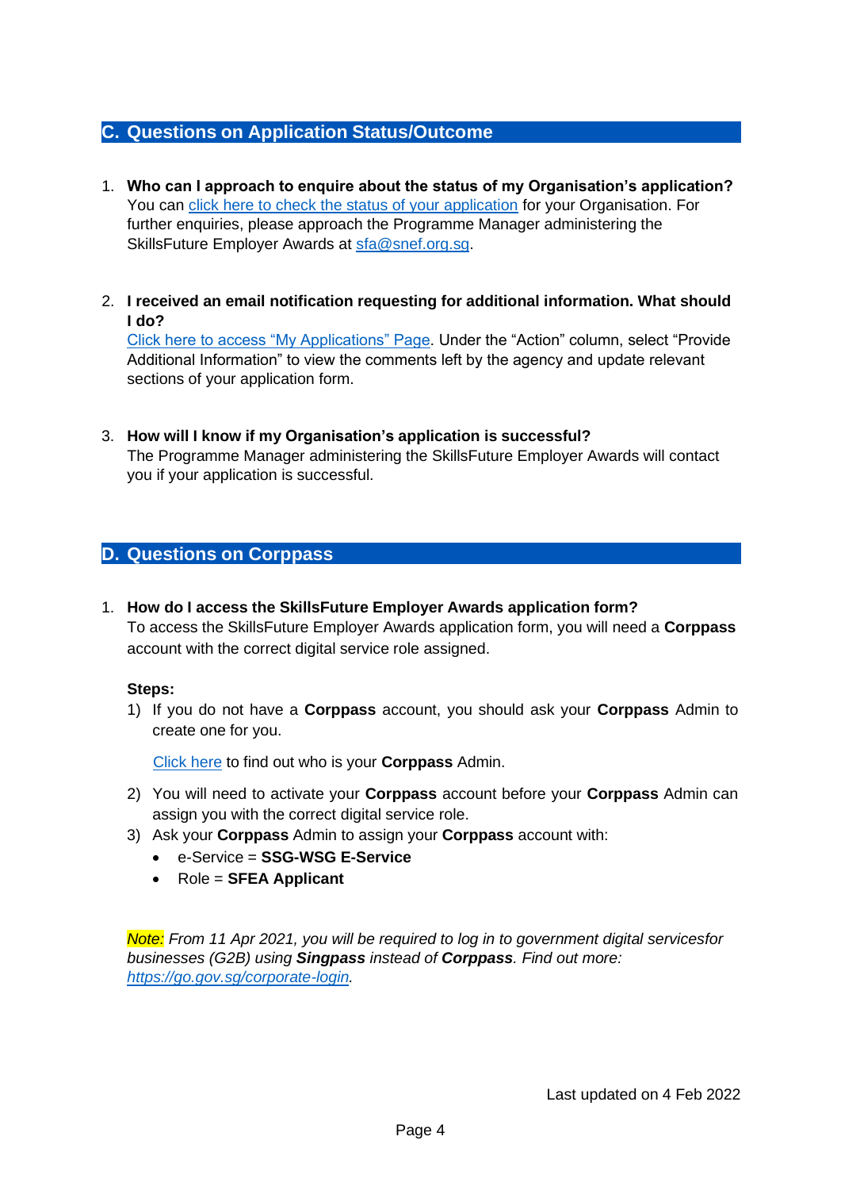## C. Questions on Application Status/Outcome

1. **Who can I approach to enquire about the status of my Organisation's application?**
   You can click here to check the status of your application for your Organisation. For further enquiries, please approach the Programme Manager administering the SkillsFuture Employer Awards at sfa@snef.org.sg.

2. **I received an email notification requesting for additional information. What should I do?**
   Click here to access "My Applications" Page. Under the "Action" column, select "Provide Additional Information" to view the comments left by the agency and update relevant sections of your application form.

3. **How will I know if my Organisation's application is successful?**
   The Programme Manager administering the SkillsFuture Employer Awards will contact you if your application is successful.

## D. Questions on Corppass

1. **How do I access the SkillsFuture Employer Awards application form?**
   To access the SkillsFuture Employer Awards application form, you will need a **Corppass** account with the correct digital service role assigned.

   **Steps:**

   1) If you do not have a **Corppass** account, you should ask your **Corppass** Admin to create one for you.

      Click here to find out who is your **Corppass** Admin.

   2) You will need to activate your **Corppass** account before your **Corppass** Admin can assign you with the correct digital service role.
   3) Ask your **Corppass** Admin to assign your **Corppass** account with:
      - e-Service = **SSG-WSG E-Service**
      - Role = **SFEA Applicant**

   *Note: From 11 Apr 2021, you will be required to log in to government digital servicesfor businesses (G2B) using **Singpass** instead of **Corppass**. Find out more: https://go.gov.sg/corporate-login.*

Last updated on 4 Feb 2022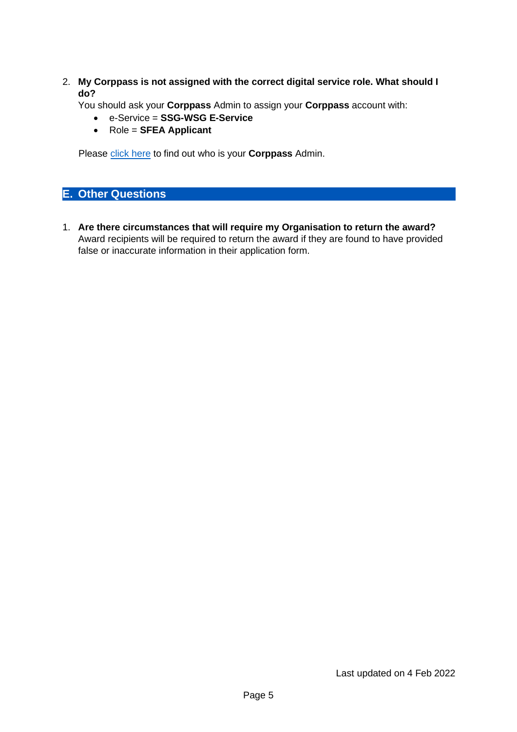2. **My Corppass is not assigned with the correct digital service role. What should I do?**
   You should ask your **Corppass** Admin to assign your **Corppass** account with:
   - e-Service = **SSG-WSG E-Service**
   - Role = **SFEA Applicant**

   Please click here to find out who is your **Corppass** Admin.

## E. Other Questions

1. **Are there circumstances that will require my Organisation to return the award?**
   Award recipients will be required to return the award if they are found to have provided false or inaccurate information in their application form.

Last updated on 4 Feb 2022